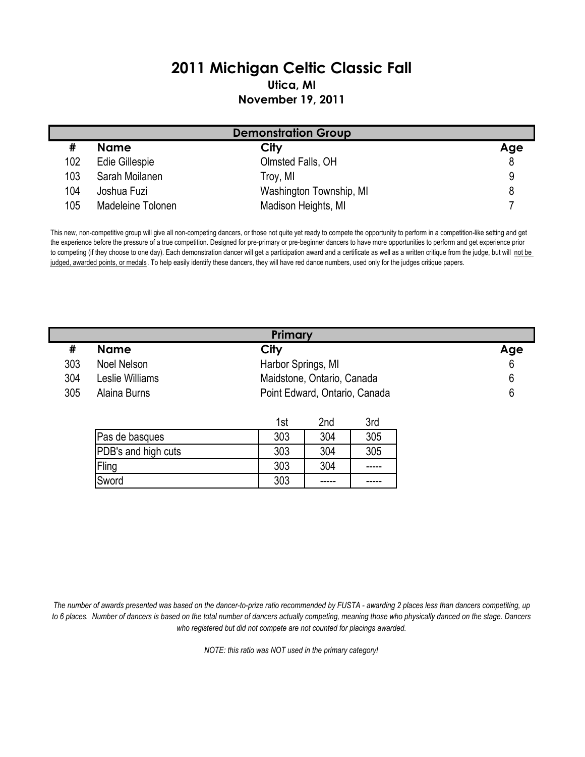# 2011 Michigan Celtic Classic Fall

### Utica, MI

### November 19, 2011

## Demonstration Group

| # | Name | City | Age |
|---|---|---|---|
| 102 | Edie Gillespie | Olmsted Falls, OH | 8 |
| 103 | Sarah Moilanen | Troy, MI | 9 |
| 104 | Joshua Fuzi | Washington Township, MI | 8 |
| 105 | Madeleine Tolonen | Madison Heights, MI | 7 |

This new, non-competitive group will give all non-competing dancers, or those not quite yet ready to compete the opportunity to perform in a competition-like setting and get the experience before the pressure of a true competition. Designed for pre-primary or pre-beginner dancers to have more opportunities to perform and get experience prior to competing (if they choose to one day). Each demonstration dancer will get a participation award and a certificate as well as a written critique from the judge, but will not be judged, awarded points, or medals. To help easily identify these dancers, they will have red dance numbers, used only for the judges critique papers.

## Primary

| # | Name | City | Age |
|---|---|---|---|
| 303 | Noel Nelson | Harbor Springs, MI | 6 |
| 304 | Leslie Williams | Maidstone, Ontario, Canada | 6 |
| 305 | Alaina Burns | Point Edward, Ontario, Canada | 6 |

| | 1st | 2nd | 3rd |
|---|---|---|---|
| Pas de basques | 303 | 304 | 305 |
| PDB's and high cuts | 303 | 304 | 305 |
| Fling | 303 | 304 | ----- |
| Sword | 303 | ----- | ----- |

*The number of awards presented was based on the dancer-to-prize ratio recommended by FUSTA - awarding 2 places less than dancers competiting, up to 6 places. Number of dancers is based on the total number of dancers actually competing, meaning those who physically danced on the stage. Dancers who registered but did not compete are not counted for placings awarded.*

*NOTE: this ratio was NOT used in the primary category!*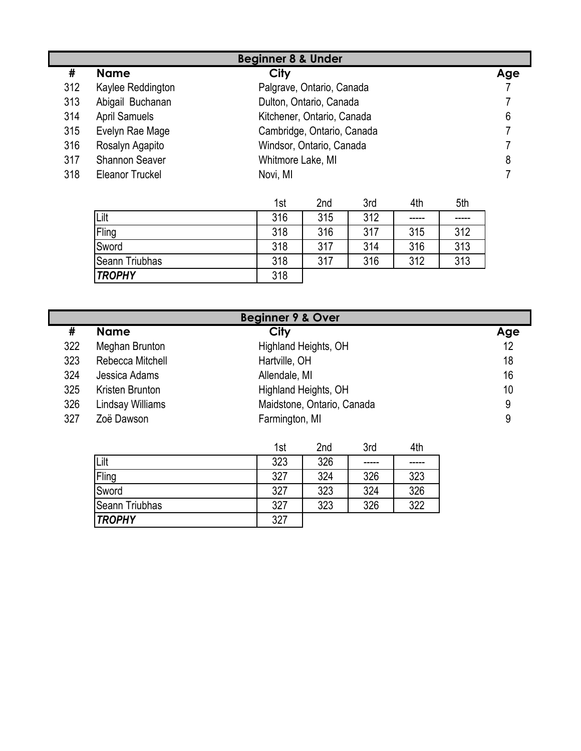## Beginner 8 & Under

| # | Name | City | Age |
|---|---|---|---|
| 312 | Kaylee Reddington | Palgrave, Ontario, Canada | 7 |
| 313 | Abigail Buchanan | Dulton, Ontario, Canada | 7 |
| 314 | April Samuels | Kitchener, Ontario, Canada | 6 |
| 315 | Evelyn Rae Mage | Cambridge, Ontario, Canada | 7 |
| 316 | Rosalyn Agapito | Windsor, Ontario, Canada | 7 |
| 317 | Shannon Seaver | Whitmore Lake, MI | 8 |
| 318 | Eleanor Truckel | Novi, MI | 7 |

| | 1st | 2nd | 3rd | 4th | 5th |
|---|---|---|---|---|---|
| Lilt | 316 | 315 | 312 | ----- | ----- |
| Fling | 318 | 316 | 317 | 315 | 312 |
| Sword | 318 | 317 | 314 | 316 | 313 |
| Seann Triubhas | 318 | 317 | 316 | 312 | 313 |
| ***TROPHY*** | 318 | | | | |

## Beginner 9 & Over

| # | Name | City | Age |
|---|---|---|---|
| 322 | Meghan Brunton | Highland Heights, OH | 12 |
| 323 | Rebecca Mitchell | Hartville, OH | 18 |
| 324 | Jessica Adams | Allendale, MI | 16 |
| 325 | Kristen Brunton | Highland Heights, OH | 10 |
| 326 | Lindsay Williams | Maidstone, Ontario, Canada | 9 |
| 327 | Zoë Dawson | Farmington, MI | 9 |

| | 1st | 2nd | 3rd | 4th |
|---|---|---|---|---|
| Lilt | 323 | 326 | ----- | ----- |
| Fling | 327 | 324 | 326 | 323 |
| Sword | 327 | 323 | 324 | 326 |
| Seann Triubhas | 327 | 323 | 326 | 322 |
| ***TROPHY*** | 327 | | | |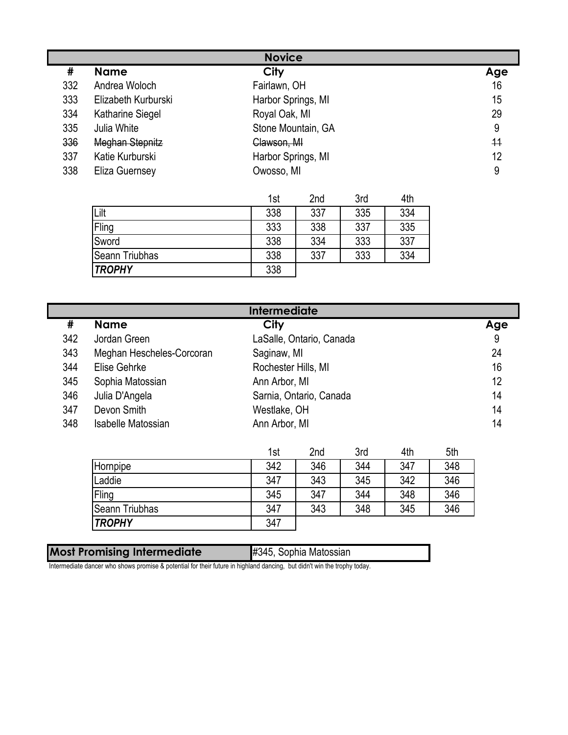## Novice

| # | Name | City | Age |
|---|---|---|---|
| 332 | Andrea Woloch | Fairlawn, OH | 16 |
| 333 | Elizabeth Kurburski | Harbor Springs, MI | 15 |
| 334 | Katharine Siegel | Royal Oak, MI | 29 |
| 335 | Julia White | Stone Mountain, GA | 9 |
| ~~336~~ | ~~Meghan Stepnitz~~ | ~~Clawson, MI~~ | ~~11~~ |
| 337 | Katie Kurburski | Harbor Springs, MI | 12 |
| 338 | Eliza Guernsey | Owosso, MI | 9 |

| | 1st | 2nd | 3rd | 4th |
|---|---|---|---|---|
| Lilt | 338 | 337 | 335 | 334 |
| Fling | 333 | 338 | 337 | 335 |
| Sword | 338 | 334 | 333 | 337 |
| Seann Triubhas | 338 | 337 | 333 | 334 |
| ***TROPHY*** | 338 | | | |

## Intermediate

| # | Name | City | Age |
|---|---|---|---|
| 342 | Jordan Green | LaSalle, Ontario, Canada | 9 |
| 343 | Meghan Hescheles-Corcoran | Saginaw, MI | 24 |
| 344 | Elise Gehrke | Rochester Hills, MI | 16 |
| 345 | Sophia Matossian | Ann Arbor, MI | 12 |
| 346 | Julia D'Angela | Sarnia, Ontario, Canada | 14 |
| 347 | Devon Smith | Westlake, OH | 14 |
| 348 | Isabelle Matossian | Ann Arbor, MI | 14 |

| | 1st | 2nd | 3rd | 4th | 5th |
|---|---|---|---|---|---|
| Hornpipe | 342 | 346 | 344 | 347 | 348 |
| Laddie | 347 | 343 | 345 | 342 | 346 |
| Fling | 345 | 347 | 344 | 348 | 346 |
| Seann Triubhas | 347 | 343 | 348 | 345 | 346 |
| ***TROPHY*** | 347 | | | | |

| **Most Promising Intermediate** | #345, Sophia Matossian |
|---|---|

Intermediate dancer who shows promise & potential for their future in highland dancing, but didn't win the trophy today.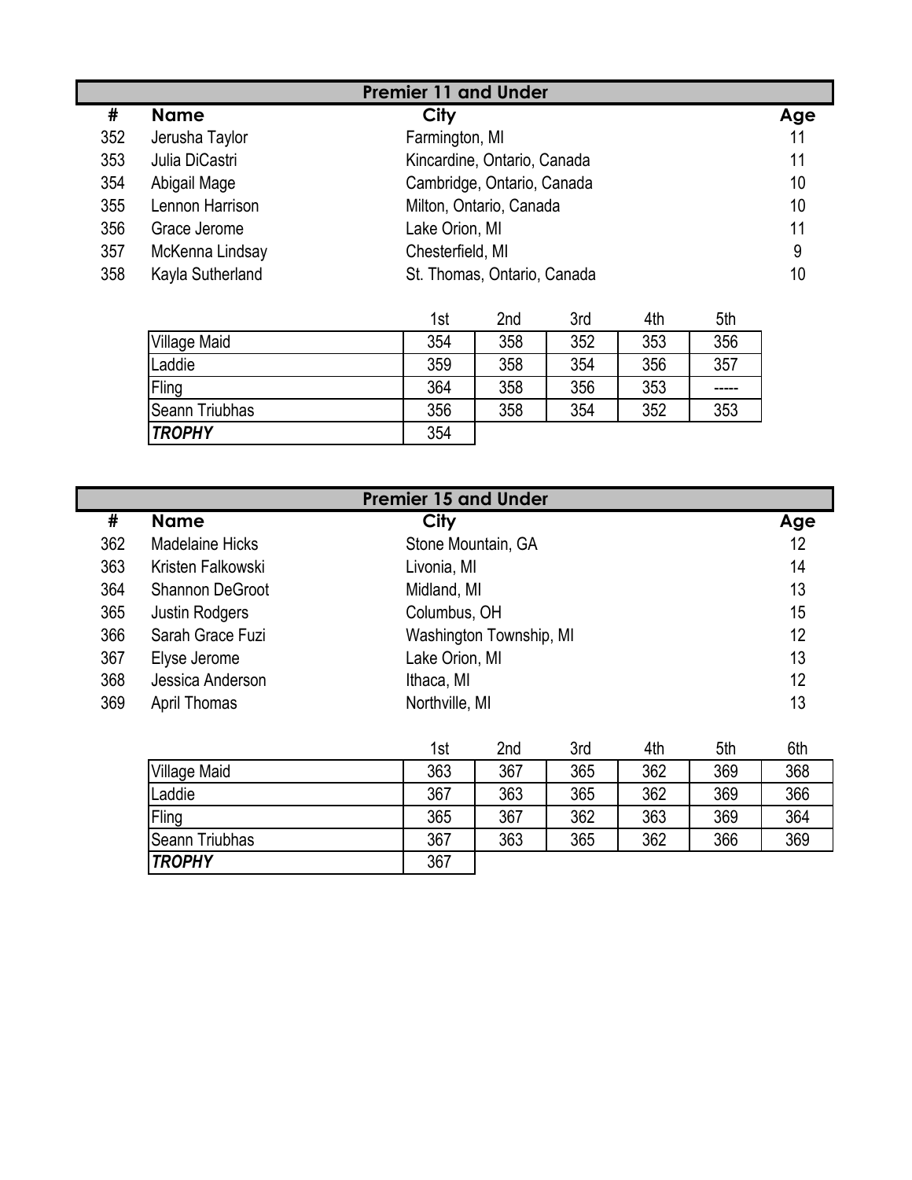## Premier 11 and Under

| # | Name | City | Age |
|---|---|---|---|
| 352 | Jerusha Taylor | Farmington, MI | 11 |
| 353 | Julia DiCastri | Kincardine, Ontario, Canada | 11 |
| 354 | Abigail Mage | Cambridge, Ontario, Canada | 10 |
| 355 | Lennon Harrison | Milton, Ontario, Canada | 10 |
| 356 | Grace Jerome | Lake Orion, MI | 11 |
| 357 | McKenna Lindsay | Chesterfield, MI | 9 |
| 358 | Kayla Sutherland | St. Thomas, Ontario, Canada | 10 |

| | 1st | 2nd | 3rd | 4th | 5th |
|---|---|---|---|---|---|
| Village Maid | 354 | 358 | 352 | 353 | 356 |
| Laddie | 359 | 358 | 354 | 356 | 357 |
| Fling | 364 | 358 | 356 | 353 | ----- |
| Seann Triubhas | 356 | 358 | 354 | 352 | 353 |
| ***TROPHY*** | 354 | | | | |

## Premier 15 and Under

| # | Name | City | Age |
|---|---|---|---|
| 362 | Madelaine Hicks | Stone Mountain, GA | 12 |
| 363 | Kristen Falkowski | Livonia, MI | 14 |
| 364 | Shannon DeGroot | Midland, MI | 13 |
| 365 | Justin Rodgers | Columbus, OH | 15 |
| 366 | Sarah Grace Fuzi | Washington Township, MI | 12 |
| 367 | Elyse Jerome | Lake Orion, MI | 13 |
| 368 | Jessica Anderson | Ithaca, MI | 12 |
| 369 | April Thomas | Northville, MI | 13 |

| | 1st | 2nd | 3rd | 4th | 5th | 6th |
|---|---|---|---|---|---|---|
| Village Maid | 363 | 367 | 365 | 362 | 369 | 368 |
| Laddie | 367 | 363 | 365 | 362 | 369 | 366 |
| Fling | 365 | 367 | 362 | 363 | 369 | 364 |
| Seann Triubhas | 367 | 363 | 365 | 362 | 366 | 369 |
| ***TROPHY*** | 367 | | | | | |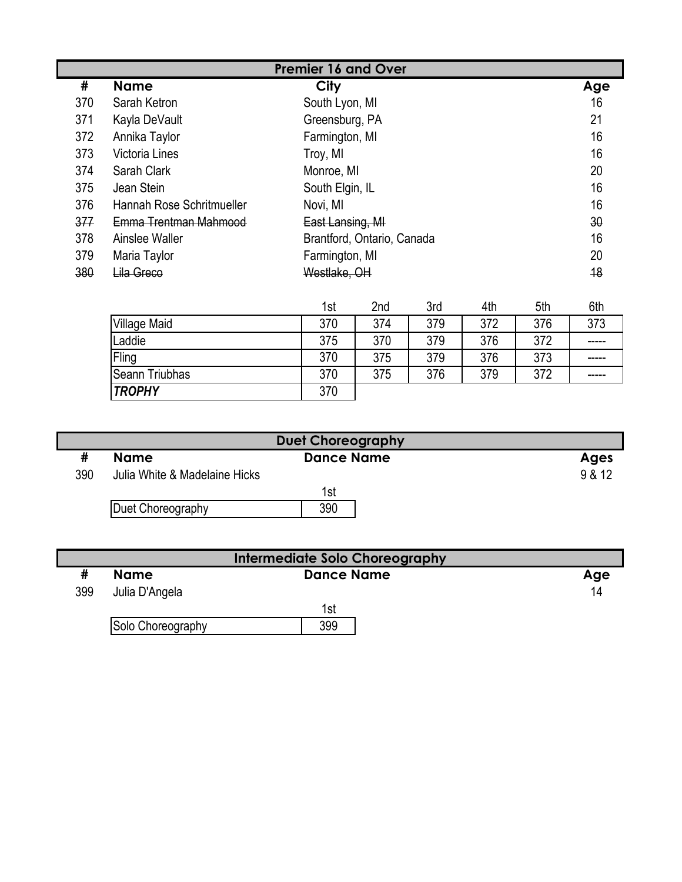## Premier 16 and Over

| # | Name | City | Age |
|---|---|---|---|
| 370 | Sarah Ketron | South Lyon, MI | 16 |
| 371 | Kayla DeVault | Greensburg, PA | 21 |
| 372 | Annika Taylor | Farmington, MI | 16 |
| 373 | Victoria Lines | Troy, MI | 16 |
| 374 | Sarah Clark | Monroe, MI | 20 |
| 375 | Jean Stein | South Elgin, IL | 16 |
| 376 | Hannah Rose Schritmueller | Novi, MI | 16 |
| ~~377~~ | ~~Emma Trentman Mahmood~~ | ~~East Lansing, MI~~ | ~~30~~ |
| 378 | Ainslee Waller | Brantford, Ontario, Canada | 16 |
| 379 | Maria Taylor | Farmington, MI | 20 |
| ~~380~~ | ~~Lila Greco~~ | ~~Westlake, OH~~ | ~~18~~ |

| | 1st | 2nd | 3rd | 4th | 5th | 6th |
|---|---|---|---|---|---|---|
| Village Maid | 370 | 374 | 379 | 372 | 376 | 373 |
| Laddie | 375 | 370 | 379 | 376 | 372 | ----- |
| Fling | 370 | 375 | 379 | 376 | 373 | ----- |
| Seann Triubhas | 370 | 375 | 376 | 379 | 372 | ----- |
| ***TROPHY*** | 370 | | | | | |

## Duet Choreography

| # | Name | Dance Name | Ages |
|---|---|---|---|
| 390 | Julia White & Madelaine Hicks | | 9 & 12 |

| | 1st |
|---|---|
| Duet Choreography | 390 |

## Intermediate Solo Choreography

| # | Name | Dance Name | Age |
|---|---|---|---|
| 399 | Julia D'Angela | | 14 |

| | 1st |
|---|---|
| Solo Choreography | 399 |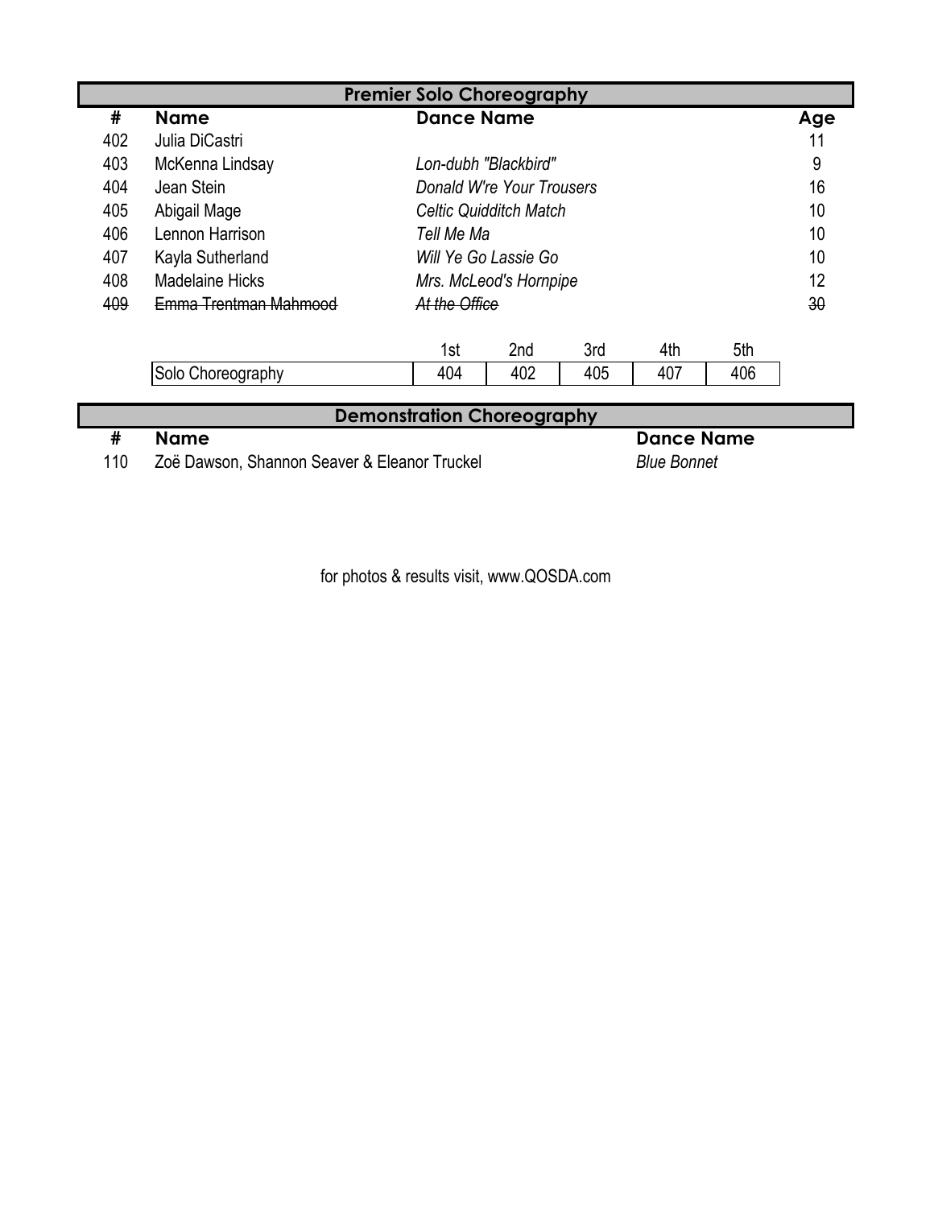## Premier Solo Choreography

| # | Name | Dance Name | Age |
|---|---|---|---|
| 402 | Julia DiCastri | | 11 |
| 403 | McKenna Lindsay | *Lon-dubh "Blackbird"* | 9 |
| 404 | Jean Stein | *Donald W're Your Trousers* | 16 |
| 405 | Abigail Mage | *Celtic Quidditch Match* | 10 |
| 406 | Lennon Harrison | *Tell Me Ma* | 10 |
| 407 | Kayla Sutherland | *Will Ye Go Lassie Go* | 10 |
| 408 | Madelaine Hicks | *Mrs. McLeod's Hornpipe* | 12 |
| ~~409~~ | ~~Emma Trentman Mahmood~~ | ~~*At the Office*~~ | ~~30~~ |

| | 1st | 2nd | 3rd | 4th | 5th |
|---|---|---|---|---|---|
| Solo Choreography | 404 | 402 | 405 | 407 | 406 |

## Demonstration Choreography

| # | Name | Dance Name |
|---|---|---|
| 110 | Zoë Dawson, Shannon Seaver & Eleanor Truckel | *Blue Bonnet* |

for photos & results visit, www.QOSDA.com